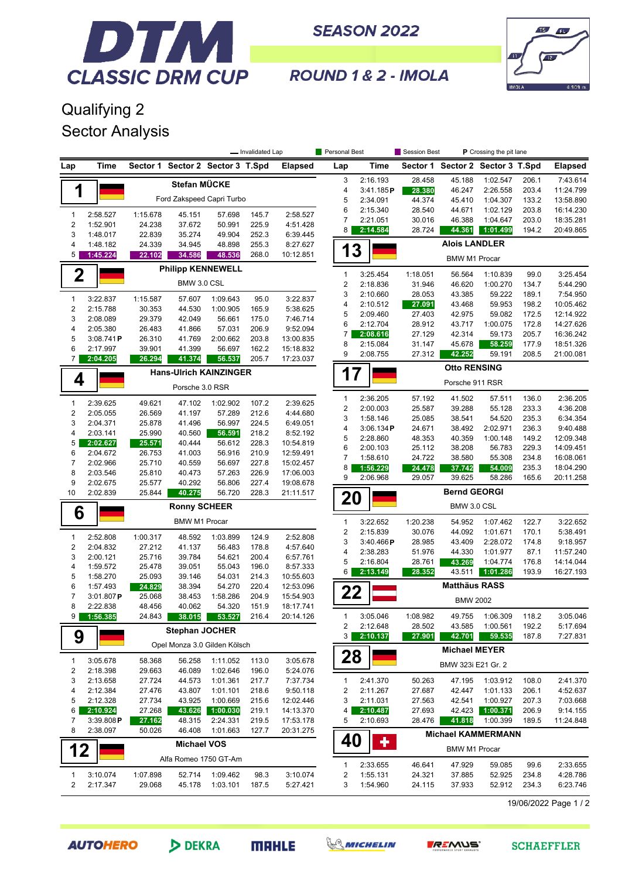# DTM CLASSIC DRM CUP

**SEASON 2022**

**ROUND 1 & 2 - IMOLA**

## Qualifying 2
## Sector Analysis

Legend: — Invalidated Lap | Personal Best | Session Best | P Crossing the pit lane

### 1 - Stefan MÜCKE - Ford Zakspeed Capri Turbo

| Lap | Time | Sector 1 | Sector 2 | Sector 3 | T.Spd | Elapsed |
|---|---|---|---|---|---|---|
| 1 | 2:58.527 | 1:15.678 | 45.151 | 57.698 | 145.7 | 2:58.527 |
| 2 | 1:52.901 | 24.238 | 37.672 | 50.951 | 225.9 | 4:51.428 |
| 3 | 1:48.017 | 22.839 | 35.274 | 49.904 | 252.3 | 6:39.445 |
| 4 | 1:48.182 | 24.339 | 34.945 | 48.898 | 255.3 | 8:27.627 |
| 5 | 1:45.224 | 22.102 | 34.586 | 48.536 | 268.0 | 10:12.851 |

### 2 - Philipp KENNEWELL - BMW 3.0 CSL

| Lap | Time | Sector 1 | Sector 2 | Sector 3 | T.Spd | Elapsed |
|---|---|---|---|---|---|---|
| 1 | 3:22.837 | 1:15.587 | 57.607 | 1:09.643 | 95.0 | 3:22.837 |
| 2 | 2:15.788 | 30.353 | 44.530 | 1:00.905 | 165.9 | 5:38.625 |
| 3 | 2:08.089 | 29.379 | 42.049 | 56.661 | 175.0 | 7:46.714 |
| 4 | 2:05.380 | 26.483 | 41.866 | 57.031 | 206.9 | 9:52.094 |
| 5 | 3:08.741 P | 26.310 | 41.769 | 2:00.662 | 203.8 | 13:00.835 |
| 6 | 2:17.997 | 39.901 | 41.399 | 56.697 | 162.2 | 15:18.832 |
| 7 | 2:04.205 | 26.294 | 41.374 | 56.537 | 205.7 | 17:23.037 |

### 4 - Hans-Ulrich KAINZINGER - Porsche 3.0 RSR

| Lap | Time | Sector 1 | Sector 2 | Sector 3 | T.Spd | Elapsed |
|---|---|---|---|---|---|---|
| 1 | 2:39.625 | 49.621 | 47.102 | 1:02.902 | 107.2 | 2:39.625 |
| 2 | 2:05.055 | 26.569 | 41.197 | 57.289 | 212.6 | 4:44.680 |
| 3 | 2:04.371 | 25.878 | 41.496 | 56.997 | 224.5 | 6:49.051 |
| 4 | 2:03.141 | 25.990 | 40.560 | 56.591 | 218.2 | 8:52.192 |
| 5 | 2:02.627 | 25.571 | 40.444 | 56.612 | 228.3 | 10:54.819 |
| 6 | 2:04.672 | 26.753 | 41.003 | 56.916 | 210.9 | 12:59.491 |
| 7 | 2:02.966 | 25.710 | 40.559 | 56.697 | 227.8 | 15:02.457 |
| 8 | 2:03.546 | 25.810 | 40.473 | 57.263 | 226.9 | 17:06.003 |
| 9 | 2:02.675 | 25.577 | 40.292 | 56.806 | 227.4 | 19:08.678 |
| 10 | 2:02.839 | 25.844 | 40.275 | 56.720 | 228.3 | 21:11.517 |

### 6 - Ronny SCHEER - BMW M1 Procar

| Lap | Time | Sector 1 | Sector 2 | Sector 3 | T.Spd | Elapsed |
|---|---|---|---|---|---|---|
| 1 | 2:52.808 | 1:00.317 | 48.592 | 1:03.899 | 124.9 | 2:52.808 |
| 2 | 2:04.832 | 27.212 | 41.137 | 56.483 | 178.8 | 4:57.640 |
| 3 | 2:00.121 | 25.716 | 39.784 | 54.621 | 200.4 | 6:57.761 |
| 4 | 1:59.572 | 25.478 | 39.051 | 55.043 | 196.0 | 8:57.333 |
| 5 | 1:58.270 | 25.093 | 39.146 | 54.031 | 214.3 | 10:55.603 |
| 6 | 1:57.493 | 24.829 | 38.394 | 54.270 | 220.4 | 12:53.096 |
| 7 | 3:01.807 P | 25.068 | 38.453 | 1:58.286 | 204.9 | 15:54.903 |
| 8 | 2:22.838 | 48.456 | 40.062 | 54.320 | 151.9 | 18:17.741 |
| 9 | 1:56.385 | 24.843 | 38.015 | 53.527 | 216.4 | 20:14.126 |

### 9 - Stephan JOCHER - Opel Monza 3.0 Gilden Kölsch

| Lap | Time | Sector 1 | Sector 2 | Sector 3 | T.Spd | Elapsed |
|---|---|---|---|---|---|---|
| 1 | 3:05.678 | 58.368 | 56.258 | 1:11.052 | 113.0 | 3:05.678 |
| 2 | 2:18.398 | 29.663 | 46.089 | 1:02.646 | 196.0 | 5:24.076 |
| 3 | 2:13.658 | 27.724 | 44.573 | 1:01.361 | 217.7 | 7:37.734 |
| 4 | 2:12.384 | 27.476 | 43.807 | 1:01.101 | 218.6 | 9:50.118 |
| 5 | 2:12.328 | 27.734 | 43.925 | 1:00.669 | 215.6 | 12:02.446 |
| 6 | 2:10.924 | 27.268 | 43.626 | 1:00.030 | 219.1 | 14:13.370 |
| 7 | 3:39.808 P | 27.162 | 48.315 | 2:24.331 | 219.5 | 17:53.178 |
| 8 | 2:38.097 | 50.026 | 46.408 | 1:01.663 | 127.7 | 20:31.275 |

### 12 - Michael VOS - Alfa Romeo 1750 GT-Am

| Lap | Time | Sector 1 | Sector 2 | Sector 3 | T.Spd | Elapsed |
|---|---|---|---|---|---|---|
| 1 | 3:10.074 | 1:07.898 | 52.714 | 1:09.462 | 98.3 | 3:10.074 |
| 2 | 2:17.347 | 29.068 | 45.178 | 1:03.101 | 187.5 | 5:27.421 |
| 3 | 2:16.193 | 28.458 | 45.188 | 1:02.547 | 206.1 | 7:43.614 |
| 4 | 3:41.185 P | 28.380 | 46.247 | 2:26.558 | 203.4 | 11:24.799 |
| 5 | 2:34.091 | 44.374 | 45.410 | 1:04.307 | 133.2 | 13:58.890 |
| 6 | 2:15.340 | 28.540 | 44.671 | 1:02.129 | 203.8 | 16:14.230 |
| 7 | 2:21.051 | 30.016 | 46.388 | 1:04.647 | 203.0 | 18:35.281 |
| 8 | 2:14.584 | 28.724 | 44.361 | 1:01.499 | 194.2 | 20:49.865 |

### 13 - Alois LANDLER - BMW M1 Procar

| Lap | Time | Sector 1 | Sector 2 | Sector 3 | T.Spd | Elapsed |
|---|---|---|---|---|---|---|
| 1 | 3:25.454 | 1:18.051 | 56.564 | 1:10.839 | 99.0 | 3:25.454 |
| 2 | 2:18.836 | 31.946 | 46.620 | 1:00.270 | 134.7 | 5:44.290 |
| 3 | 2:10.660 | 28.053 | 43.385 | 59.222 | 189.1 | 7:54.950 |
| 4 | 2:10.512 | 27.091 | 43.468 | 59.953 | 198.2 | 10:05.462 |
| 5 | 2:09.460 | 27.403 | 42.975 | 59.082 | 172.5 | 12:14.922 |
| 6 | 2:12.704 | 28.912 | 43.717 | 1:00.075 | 172.8 | 14:27.626 |
| 7 | 2:08.616 | 27.129 | 42.314 | 59.173 | 205.7 | 16:36.242 |
| 8 | 2:15.084 | 31.147 | 45.678 | 58.259 | 177.9 | 18:51.326 |
| 9 | 2:08.755 | 27.312 | 42.252 | 59.191 | 208.5 | 21:00.081 |

### 17 - Otto RENSING - Porsche 911 RSR

| Lap | Time | Sector 1 | Sector 2 | Sector 3 | T.Spd | Elapsed |
|---|---|---|---|---|---|---|
| 1 | 2:36.205 | 57.192 | 41.502 | 57.511 | 136.0 | 2:36.205 |
| 2 | 2:00.003 | 25.587 | 39.288 | 55.128 | 233.3 | 4:36.208 |
| 3 | 1:58.146 | 25.085 | 38.541 | 54.520 | 235.3 | 6:34.354 |
| 4 | 3:06.134 P | 24.671 | 38.492 | 2:02.971 | 236.3 | 9:40.488 |
| 5 | 2:28.860 | 48.353 | 40.359 | 1:00.148 | 149.2 | 12:09.348 |
| 6 | 2:00.103 | 25.112 | 38.208 | 56.783 | 229.3 | 14:09.451 |
| 7 | 1:58.610 | 24.722 | 38.580 | 55.308 | 234.8 | 16:08.061 |
| 8 | 1:56.229 | 24.478 | 37.742 | 54.009 | 235.3 | 18:04.290 |
| 9 | 2:06.968 | 29.057 | 39.625 | 58.286 | 165.6 | 20:11.258 |

### 20 - Bernd GEORGI - BMW 3.0 CSL

| Lap | Time | Sector 1 | Sector 2 | Sector 3 | T.Spd | Elapsed |
|---|---|---|---|---|---|---|
| 1 | 3:22.652 | 1:20.238 | 54.952 | 1:07.462 | 122.7 | 3:22.652 |
| 2 | 2:15.839 | 30.076 | 44.092 | 1:01.671 | 170.1 | 5:38.491 |
| 3 | 3:40.466 P | 28.985 | 43.409 | 2:28.072 | 174.8 | 9:18.957 |
| 4 | 2:38.283 | 51.976 | 44.330 | 1:01.977 | 87.1 | 11:57.240 |
| 5 | 2:16.804 | 28.761 | 43.269 | 1:04.774 | 176.8 | 14:14.044 |
| 6 | 2:13.149 | 28.352 | 43.511 | 1:01.286 | 193.9 | 16:27.193 |

### 22 - Matthäus RASS - BMW 2002

| Lap | Time | Sector 1 | Sector 2 | Sector 3 | T.Spd | Elapsed |
|---|---|---|---|---|---|---|
| 1 | 3:05.046 | 1:08.982 | 49.755 | 1:06.309 | 118.2 | 3:05.046 |
| 2 | 2:12.648 | 28.502 | 43.585 | 1:00.561 | 192.2 | 5:17.694 |
| 3 | 2:10.137 | 27.901 | 42.701 | 59.535 | 187.8 | 7:27.831 |

### 28 - Michael MEYER - BMW 323i E21 Gr. 2

| Lap | Time | Sector 1 | Sector 2 | Sector 3 | T.Spd | Elapsed |
|---|---|---|---|---|---|---|
| 1 | 2:41.370 | 50.263 | 47.195 | 1:03.912 | 108.0 | 2:41.370 |
| 2 | 2:11.267 | 27.687 | 42.447 | 1:01.133 | 206.1 | 4:52.637 |
| 3 | 2:11.031 | 27.563 | 42.541 | 1:00.927 | 207.3 | 7:03.668 |
| 4 | 2:10.487 | 27.693 | 42.423 | 1:00.371 | 206.9 | 9:14.155 |
| 5 | 2:10.693 | 28.476 | 41.818 | 1:00.399 | 189.5 | 11:24.848 |

### 40 - Michael KAMMERMANN - BMW M1 Procar

| Lap | Time | Sector 1 | Sector 2 | Sector 3 | T.Spd | Elapsed |
|---|---|---|---|---|---|---|
| 1 | 2:33.655 | 46.641 | 47.929 | 59.085 | 99.6 | 2:33.655 |
| 2 | 1:55.131 | 24.321 | 37.885 | 52.925 | 234.8 | 4:28.786 |
| 3 | 1:54.960 | 24.115 | 37.933 | 52.912 | 234.3 | 6:23.746 |

19/06/2022

AUTOHERO | DEKRA | MAHLE | MICHELIN | REMUS | SCHAEFFLER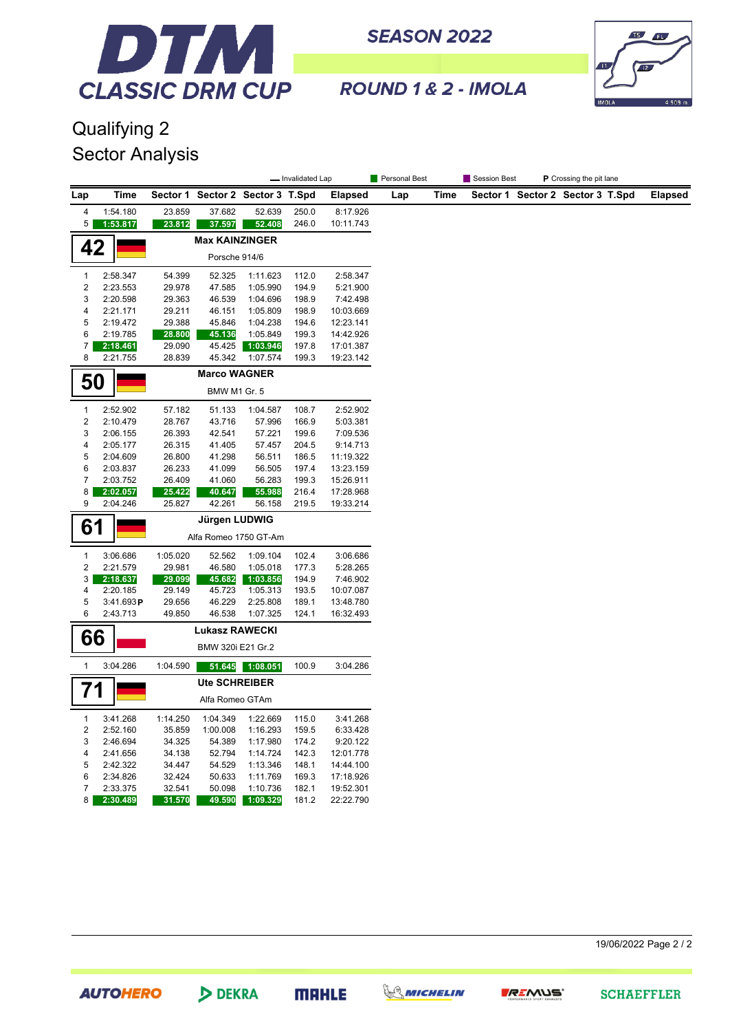# DTM CLASSIC DRM CUP

SEASON 2022

ROUND 1 & 2 - IMOLA

## Qualifying 2
## Sector Analysis

— Invalidated Lap | Personal Best | Session Best | P Crossing the pit lane

| Lap | Time | Sector 1 | Sector 2 | Sector 3 | T.Spd | Elapsed |
|---|---|---|---|---|---|---|
| 4 | 1:54.180 | 23.859 | 37.682 | 52.639 | 250.0 | 8:17.926 |
| 5 | 1:53.817 | 23.812 | 37.597 | 52.408 | 246.0 | 10:11.743 |

### 42 — Max KAINZINGER — Porsche 914/6

| Lap | Time | Sector 1 | Sector 2 | Sector 3 | T.Spd | Elapsed |
|---|---|---|---|---|---|---|
| 1 | 2:58.347 | 54.399 | 52.325 | 1:11.623 | 112.0 | 2:58.347 |
| 2 | 2:23.553 | 29.978 | 47.585 | 1:05.990 | 194.9 | 5:21.900 |
| 3 | 2:20.598 | 29.363 | 46.539 | 1:04.696 | 198.9 | 7:42.498 |
| 4 | 2:21.171 | 29.211 | 46.151 | 1:05.809 | 198.9 | 10:03.669 |
| 5 | 2:19.472 | 29.388 | 45.846 | 1:04.238 | 194.6 | 12:23.141 |
| 6 | 2:19.785 | 28.800 | 45.136 | 1:05.849 | 199.3 | 14:42.926 |
| 7 | 2:18.461 | 29.090 | 45.425 | 1:03.946 | 197.8 | 17:01.387 |
| 8 | 2:21.755 | 28.839 | 45.342 | 1:07.574 | 199.3 | 19:23.142 |

### 50 — Marco WAGNER — BMW M1 Gr. 5

| Lap | Time | Sector 1 | Sector 2 | Sector 3 | T.Spd | Elapsed |
|---|---|---|---|---|---|---|
| 1 | 2:52.902 | 57.182 | 51.133 | 1:04.587 | 108.7 | 2:52.902 |
| 2 | 2:10.479 | 28.767 | 43.716 | 57.996 | 166.9 | 5:03.381 |
| 3 | 2:06.155 | 26.393 | 42.541 | 57.221 | 199.6 | 7:09.536 |
| 4 | 2:05.177 | 26.315 | 41.405 | 57.457 | 204.5 | 9:14.713 |
| 5 | 2:04.609 | 26.800 | 41.298 | 56.511 | 186.5 | 11:19.322 |
| 6 | 2:03.837 | 26.233 | 41.099 | 56.505 | 197.4 | 13:23.159 |
| 7 | 2:03.752 | 26.409 | 41.060 | 56.283 | 199.3 | 15:26.911 |
| 8 | 2:02.057 | 25.422 | 40.647 | 55.988 | 216.4 | 17:28.968 |
| 9 | 2:04.246 | 25.827 | 42.261 | 56.158 | 219.5 | 19:33.214 |

### 61 — Jürgen LUDWIG — Alfa Romeo 1750 GT-Am

| Lap | Time | Sector 1 | Sector 2 | Sector 3 | T.Spd | Elapsed |
|---|---|---|---|---|---|---|
| 1 | 3:06.686 | 1:05.020 | 52.562 | 1:09.104 | 102.4 | 3:06.686 |
| 2 | 2:21.579 | 29.981 | 46.580 | 1:05.018 | 177.3 | 5:28.265 |
| 3 | 2:18.637 | 29.099 | 45.682 | 1:03.856 | 194.9 | 7:46.902 |
| 4 | 2:20.185 | 29.149 | 45.723 | 1:05.313 | 193.5 | 10:07.087 |
| 5 | 3:41.693 P | 29.656 | 46.229 | 2:25.808 | 189.1 | 13:48.780 |
| 6 | 2:43.713 | 49.850 | 46.538 | 1:07.325 | 124.1 | 16:32.493 |

### 66 — Lukasz RAWECKI — BMW 320i E21 Gr.2

| Lap | Time | Sector 1 | Sector 2 | Sector 3 | T.Spd | Elapsed |
|---|---|---|---|---|---|---|
| 1 | 3:04.286 | 1:04.590 | 51.645 | 1:08.051 | 100.9 | 3:04.286 |

### 71 — Ute SCHREIBER — Alfa Romeo GTAm

| Lap | Time | Sector 1 | Sector 2 | Sector 3 | T.Spd | Elapsed |
|---|---|---|---|---|---|---|
| 1 | 3:41.268 | 1:14.250 | 1:04.349 | 1:22.669 | 115.0 | 3:41.268 |
| 2 | 2:52.160 | 35.859 | 1:00.008 | 1:16.293 | 159.5 | 6:33.428 |
| 3 | 2:46.694 | 34.325 | 54.389 | 1:17.980 | 174.2 | 9:20.122 |
| 4 | 2:41.656 | 34.138 | 52.794 | 1:14.724 | 142.3 | 12:01.778 |
| 5 | 2:42.322 | 34.447 | 54.529 | 1:13.346 | 148.1 | 14:44.100 |
| 6 | 2:34.826 | 32.424 | 50.633 | 1:11.769 | 169.3 | 17:18.926 |
| 7 | 2:33.375 | 32.541 | 50.098 | 1:10.736 | 182.1 | 19:52.301 |
| 8 | 2:30.489 | 31.570 | 49.590 | 1:09.329 | 181.2 | 22:22.790 |

19/06/2022